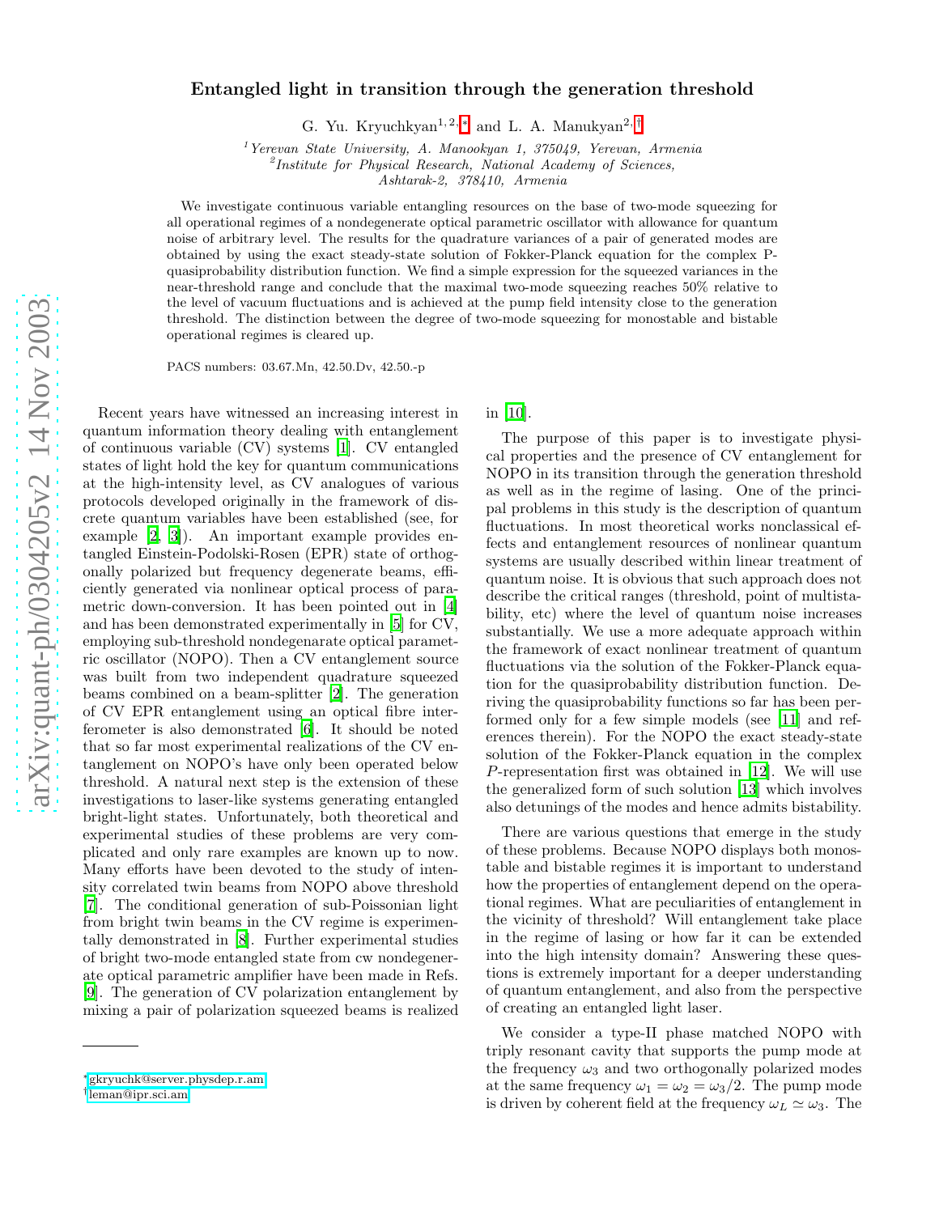# Entangled light in transition through the generation threshold

G. Yu. Kryuchkyan[1,2,*] and L. A. Manukyan[2,†]

[1] *Yerevan State University, A. Manookyan 1, 375049, Yerevan, Armenia*
[2] *Institute for Physical Research, National Academy of Sciences, Ashtarak-2, 378410, Armenia*

We investigate continuous variable entangling resources on the base of two-mode squeezing for all operational regimes of a nondegenerate optical parametric oscillator with allowance for quantum noise of arbitrary level. The results for the quadrature variances of a pair of generated modes are obtained by using the exact steady-state solution of Fokker-Planck equation for the complex P-quasiprobability distribution function. We find a simple expression for the squeezed variances in the near-threshold range and conclude that the maximal two-mode squeezing reaches 50% relative to the level of vacuum fluctuations and is achieved at the pump field intensity close to the generation threshold. The distinction between the degree of two-mode squeezing for monostable and bistable operational regimes is cleared up.

PACS numbers: 03.67.Mn, 42.50.Dv, 42.50.-p

Recent years have witnessed an increasing interest in quantum information theory dealing with entanglement of continuous variable (CV) systems [1]. CV entangled states of light hold the key for quantum communications at the high-intensity level, as CV analogues of various protocols developed originally in the framework of discrete quantum variables have been established (see, for example [2, 3]). An important example provides entangled Einstein-Podolski-Rosen (EPR) state of orthogonally polarized but frequency degenerate beams, efficiently generated via nonlinear optical process of parametric down-conversion. It has been pointed out in [4] and has been demonstrated experimentally in [5] for CV, employing sub-threshold nondegenarate optical parametric oscillator (NOPO). Then a CV entanglement source was built from two independent quadrature squeezed beams combined on a beam-splitter [2]. The generation of CV EPR entanglement using an optical fibre interferometer is also demonstrated [6]. It should be noted that so far most experimental realizations of the CV entanglement on NOPO's have only been operated below threshold. A natural next step is the extension of these investigations to laser-like systems generating entangled bright-light states. Unfortunately, both theoretical and experimental studies of these problems are very complicated and only rare examples are known up to now. Many efforts have been devoted to the study of intensity correlated twin beams from NOPO above threshold [7]. The conditional generation of sub-Poissonian light from bright twin beams in the CV regime is experimentally demonstrated in [8]. Further experimental studies of bright two-mode entangled state from cw nondegenerate optical parametric amplifier have been made in Refs. [9]. The generation of CV polarization entanglement by mixing a pair of polarization squeezed beams is realized in [10].

The purpose of this paper is to investigate physical properties and the presence of CV entanglement for NOPO in its transition through the generation threshold as well as in the regime of lasing. One of the principal problems in this study is the description of quantum fluctuations. In most theoretical works nonclassical effects and entanglement resources of nonlinear quantum systems are usually described within linear treatment of quantum noise. It is obvious that such approach does not describe the critical ranges (threshold, point of multistability, etc) where the level of quantum noise increases substantially. We use a more adequate approach within the framework of exact nonlinear treatment of quantum fluctuations via the solution of the Fokker-Planck equation for the quasiprobability distribution function. Deriving the quasiprobability functions so far has been performed only for a few simple models (see [11] and references therein). For the NOPO the exact steady-state solution of the Fokker-Planck equation in the complex $P$-representation first was obtained in [12]. We will use the generalized form of such solution [13] which involves also detunings of the modes and hence admits bistability.

There are various questions that emerge in the study of these problems. Because NOPO displays both monostable and bistable regimes it is important to understand how the properties of entanglement depend on the operational regimes. What are peculiarities of entanglement in the vicinity of threshold? Will entanglement take place in the regime of lasing or how far it can be extended into the high intensity domain? Answering these questions is extremely important for a deeper understanding of quantum entanglement, and also from the perspective of creating an entangled light laser.

We consider a type-II phase matched NOPO with triply resonant cavity that supports the pump mode at the frequency $\omega_3$ and two orthogonally polarized modes at the same frequency $\omega_1 = \omega_2 = \omega_3/2$. The pump mode is driven by coherent field at the frequency $\omega_L \simeq \omega_3$. The

---

* gkryuchk@server.physdep.r.am
† leman@ipr.sci.am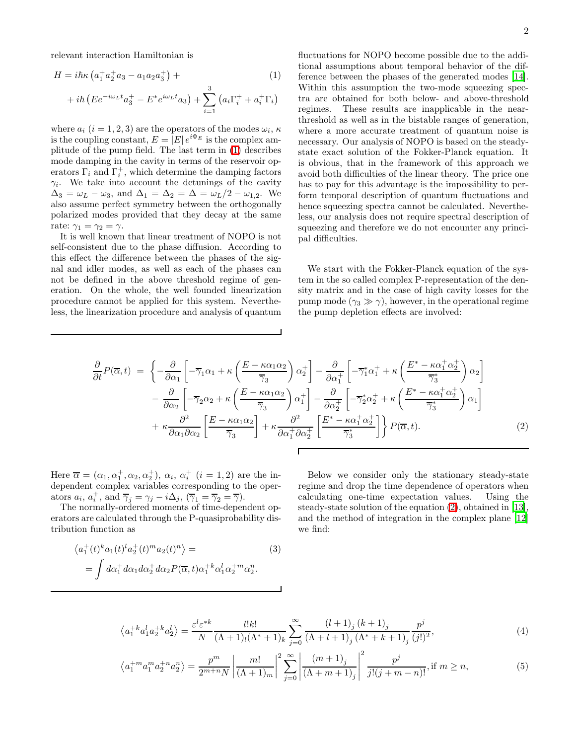relevant interaction Hamiltonian is

$$
\begin{aligned}
H = & \, i\hbar\kappa\left(a_1^+ a_2^+ a_3 - a_1 a_2 a_3^+\right) + \qquad (1)\\
& + i\hbar\left(E e^{-i\omega_L t} a_3^+ - E^* e^{i\omega_L t} a_3\right) + \sum_{i=1}^{3}\left(a_i \Gamma_i^+ + a_i^+ \Gamma_i\right)
\end{aligned}
$$

where $a_i$ $(i = 1, 2, 3)$ are the operators of the modes $\omega_i$, $\kappa$ is the coupling constant, $E = |E|\, e^{i\Phi_E}$ is the complex amplitude of the pump field. The last term in (1) describes mode damping in the cavity in terms of the reservoir operators $\Gamma_i$ and $\Gamma_i^+$, which determine the damping factors $\gamma_i$. We take into account the detunings of the cavity $\Delta_3 = \omega_L - \omega_3$, and $\Delta_1 = \Delta_2 = \Delta = \omega_L/2 - \omega_{1,2}$. We also assume perfect symmetry between the orthogonally polarized modes provided that they decay at the same rate: $\gamma_1 = \gamma_2 = \gamma$.

It is well known that linear treatment of NOPO is not self-consistent due to the phase diffusion. According to this effect the difference between the phases of the signal and idler modes, as well as each of the phases can not be defined in the above threshold regime of generation. On the whole, the well founded linearization procedure cannot be applied for this system. Nevertheless, the linearization procedure and analysis of quantum fluctuations for NOPO become possible due to the additional assumptions about temporal behavior of the difference between the phases of the generated modes [14]. Within this assumption the two-mode squeezing spectra are obtained for both below- and above-threshold regimes. These results are inapplicable in the near-threshold as well as in the bistable ranges of generation, where a more accurate treatment of quantum noise is necessary. Our analysis of NOPO is based on the steady-state exact solution of the Fokker-Planck equation. It is obvious, that in the framework of this approach we avoid both difficulties of the linear theory. The price one has to pay for this advantage is the impossibility to perform temporal description of quantum fluctuations and hence squeezing spectra cannot be calculated. Nevertheless, our analysis does not require spectral description of squeezing and therefore we do not encounter any principal difficulties.

We start with the Fokker-Planck equation of the system in the so called complex P-representation of the density matrix and in the case of high cavity losses for the pump mode ($\gamma_3 \gg \gamma$), however, in the operational regime the pump depletion effects are involved:

$$
\begin{aligned}
\frac{\partial}{\partial t}P(\overline{\alpha},t) = & \left\{-\frac{\partial}{\partial\alpha_1}\left[-\overline{\gamma}_1\alpha_1 + \kappa\left(\frac{E-\kappa\alpha_1\alpha_2}{\overline{\gamma}_3}\right)\alpha_2^+\right] - \frac{\partial}{\partial\alpha_1^+}\left[-\overline{\gamma}_1^*\alpha_1^+ + \kappa\left(\frac{E^*-\kappa\alpha_1^+\alpha_2^+}{\overline{\gamma}_3^*}\right)\alpha_2\right]\right.\\
& - \frac{\partial}{\partial\alpha_2}\left[-\overline{\gamma}_2\alpha_2 + \kappa\left(\frac{E-\kappa\alpha_1\alpha_2}{\overline{\gamma}_3}\right)\alpha_1^+\right] - \frac{\partial}{\partial\alpha_2^+}\left[-\overline{\gamma}_2^*\alpha_2^+ + \kappa\left(\frac{E^*-\kappa\alpha_1^+\alpha_2^+}{\overline{\gamma}_3^*}\right)\alpha_1\right]\\
& \left. + \kappa\frac{\partial^2}{\partial\alpha_1\partial\alpha_2}\left[\frac{E-\kappa\alpha_1\alpha_2}{\overline{\gamma}_3}\right] + \kappa\frac{\partial^2}{\partial\alpha_1^+\partial\alpha_2^+}\left[\frac{E^*-\kappa\alpha_1^+\alpha_2^+}{\overline{\gamma}_3^*}\right]\right\}P(\overline{\alpha},t). \qquad (2)
\end{aligned}
$$

Here $\overline{\alpha} = (\alpha_1, \alpha_1^+, \alpha_2, \alpha_2^+)$, $\alpha_i$, $\alpha_i^+$ $(i = 1, 2)$ are the independent complex variables corresponding to the operators $a_i$, $a_i^+$, and $\overline{\gamma}_j = \gamma_j - i\Delta_j$, $(\overline{\gamma}_1 = \overline{\gamma}_2 = \overline{\gamma})$.

The normally-ordered moments of time-dependent operators are calculated through the P-quasiprobability distribution function as

$$
\begin{aligned}
& \left\langle a_1^+(t)^k a_1(t)^l a_2^+(t)^m a_2(t)^n\right\rangle = \qquad (3)\\
& = \int d\alpha_1^+ d\alpha_1 d\alpha_2^+ d\alpha_2 P(\overline{\alpha},t)\alpha_1^{+k}\alpha_1^l\alpha_2^{+m}\alpha_2^n.
\end{aligned}
$$

Below we consider only the stationary steady-state regime and drop the time dependence of operators when calculating one-time expectation values. Using the steady-state solution of the equation (2), obtained in [13], and the method of integration in the complex plane [12] we find:

$$
\left\langle a_1^{+k} a_1^l a_2^{+k} a_2^l\right\rangle = \frac{\varepsilon^l \varepsilon^{*k}}{N}\frac{l!k!}{(\Lambda+1)_l(\Lambda^*+1)_k}\sum_{j=0}^{\infty}\frac{(l+1)_j\,(k+1)_j}{(\Lambda+l+1)_j\,(\Lambda^*+k+1)_j}\frac{p^j}{(j!)^2}, \qquad (4)
$$

$$
\left\langle a_1^{+m} a_1^m a_2^{+n} a_2^n\right\rangle = \frac{p^m}{2^{m+n}N}\left|\frac{m!}{(\Lambda+1)_m}\right|^2\sum_{j=0}^{\infty}\left|\frac{(m+1)_j}{(\Lambda+m+1)_j}\right|^2\frac{p^j}{j!(j+m-n)!}, \text{if } m \geq n, \qquad (5)
$$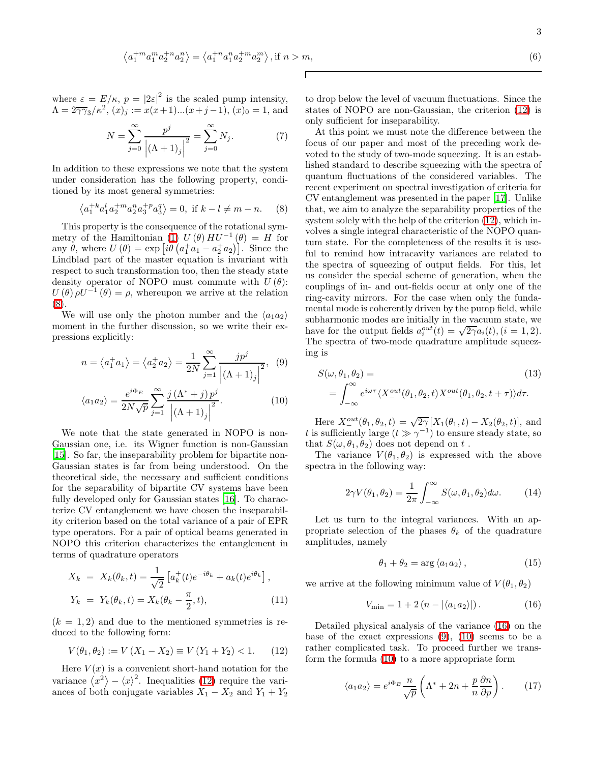$$\left\langle a_1^{+m} a_1^m a_2^{+n} a_2^n \right\rangle = \left\langle a_1^{+n} a_1^n a_2^{+m} a_2^m \right\rangle, \text{if } n > m, \tag{6}$$

where $\varepsilon = E/\kappa$, $p = |2\varepsilon|^2$ is the scaled pump intensity, $\Lambda = 2\overline{\gamma\gamma_3}/\kappa^2$, $(x)_j := x(x+1)...(x+j-1)$, $(x)_0 = 1$, and

$$N = \sum_{j=0}^{\infty} \frac{p^j}{\left|(\Lambda+1)_j\right|^2} = \sum_{j=0}^{\infty} N_j. \tag{7}$$

In addition to these expressions we note that the system under consideration has the following property, conditioned by its most general symmetries:

$$\left\langle a_1^{+k} a_1^l a_2^{+m} a_2^n a_3^{+p} a_3^q \right\rangle = 0, \text{ if } k - l \neq m - n. \tag{8}$$

This property is the consequence of the rotational symmetry of the Hamiltonian (1) $U(\theta) H U^{-1}(\theta) = H$ for any $\theta$, where $U(\theta) = \exp\left[i\theta\left(a_1^+ a_1 - a_2^+ a_2\right)\right]$. Since the Lindblad part of the master equation is invariant with respect to such transformation too, then the steady state density operator of NOPO must commute with $U(\theta)$: $U(\theta) \rho U^{-1}(\theta) = \rho$, whereupon we arrive at the relation (8).

We will use only the photon number and the $\langle a_1 a_2 \rangle$ moment in the further discussion, so we write their expressions explicitly:

$$n = \left\langle a_1^+ a_1 \right\rangle = \left\langle a_2^+ a_2 \right\rangle = \frac{1}{2N} \sum_{j=1}^{\infty} \frac{j p^j}{\left|(\Lambda+1)_j\right|^2}, \tag{9}$$

$$\langle a_1 a_2 \rangle = \frac{e^{i\Phi_E}}{2N\sqrt{p}} \sum_{j=1}^{\infty} \frac{j\left(\Lambda^* + j\right) p^j}{\left|(\Lambda+1)_j\right|^2}. \tag{10}$$

We note that the state generated in NOPO is non-Gaussian one, i.e. its Wigner function is non-Gaussian [15]. So far, the inseparability problem for bipartite non-Gaussian states is far from being understood. On the theoretical side, the necessary and sufficient conditions for the separability of bipartite CV systems have been fully developed only for Gaussian states [16]. To characterize CV entanglement we have chosen the inseparability criterion based on the total variance of a pair of EPR type operators. For a pair of optical beams generated in NOPO this criterion characterizes the entanglement in terms of quadrature operators

$$\begin{aligned} X_k &= X_k(\theta_k, t) = \frac{1}{\sqrt{2}}\left[a_k^+(t) e^{-i\theta_k} + a_k(t) e^{i\theta_k}\right], \\ Y_k &= Y_k(\theta_k, t) = X_k(\theta_k - \frac{\pi}{2}, t), \end{aligned} \tag{11}$$

($k = 1, 2$) and due to the mentioned symmetries is reduced to the following form:

$$V(\theta_1, \theta_2) := V\left(X_1 - X_2\right) \equiv V\left(Y_1 + Y_2\right) < 1. \tag{12}$$

Here $V(x)$ is a convenient short-hand notation for the variance $\left\langle x^2 \right\rangle - \langle x \rangle^2$. Inequalities (12) require the variances of both conjugate variables $X_1 - X_2$ and $Y_1 + Y_2$ to drop below the level of vacuum fluctuations. Since the states of NOPO are non-Gaussian, the criterion (12) is only sufficient for inseparability.

At this point we must note the difference between the focus of our paper and most of the preceding work devoted to the study of two-mode squeezing. It is an established standard to describe squeezing with the spectra of quantum fluctuations of the considered variables. The recent experiment on spectral investigation of criteria for CV entanglement was presented in the paper [17]. Unlike that, we aim to analyze the separability properties of the system solely with the help of the criterion (12), which involves a single integral characteristic of the NOPO quantum state. For the completeness of the results it is useful to remind how intracavity variances are related to the spectra of squeezing of output fields. For this, let us consider the special scheme of generation, when the couplings of in- and out-fields occur at only one of the ring-cavity mirrors. For the case when only the fundamental mode is coherently driven by the pump field, while subharmonic modes are initially in the vacuum state, we have for the output fields $a_i^{out}(t) = \sqrt{2\gamma} a_i(t), (i = 1, 2)$. The spectra of two-mode quadrature amplitude squeezing is

$$\begin{aligned} &S(\omega, \theta_1, \theta_2) = \\ &= \int_{-\infty}^{\infty} e^{i\omega\tau} \langle X_-^{out}(\theta_1, \theta_2, t) X_-^{out}(\theta_1, \theta_2, t+\tau) \rangle d\tau. \end{aligned} \tag{13}$$

Here $X_-^{out}(\theta_1, \theta_2, t) = \sqrt{2\gamma}\left[X_1(\theta_1, t) - X_2(\theta_2, t)\right]$, and $t$ is sufficiently large ($t \gg \gamma^{-1}$) to ensure steady state, so that $S(\omega, \theta_1, \theta_2)$ does not depend on $t$ .

The variance $V(\theta_1, \theta_2)$ is expressed with the above spectra in the following way:

$$2\gamma V(\theta_1, \theta_2) = \frac{1}{2\pi} \int_{-\infty}^{\infty} S(\omega, \theta_1, \theta_2) d\omega. \tag{14}$$

Let us turn to the integral variances. With an appropriate selection of the phases $\theta_k$ of the quadrature amplitudes, namely

$$\theta_1 + \theta_2 = \arg \langle a_1 a_2 \rangle, \tag{15}$$

we arrive at the following minimum value of $V(\theta_1, \theta_2)$

$$V_{\min} = 1 + 2\left(n - |\langle a_1 a_2 \rangle|\right). \tag{16}$$

Detailed physical analysis of the variance (16) on the base of the exact expressions (9), (10) seems to be a rather complicated task. To proceed further we transform the formula (10) to a more appropriate form

$$\langle a_1 a_2 \rangle = e^{i\Phi_E} \frac{n}{\sqrt{p}} \left(\Lambda^* + 2n + \frac{p}{n} \frac{\partial n}{\partial p}\right). \tag{17}$$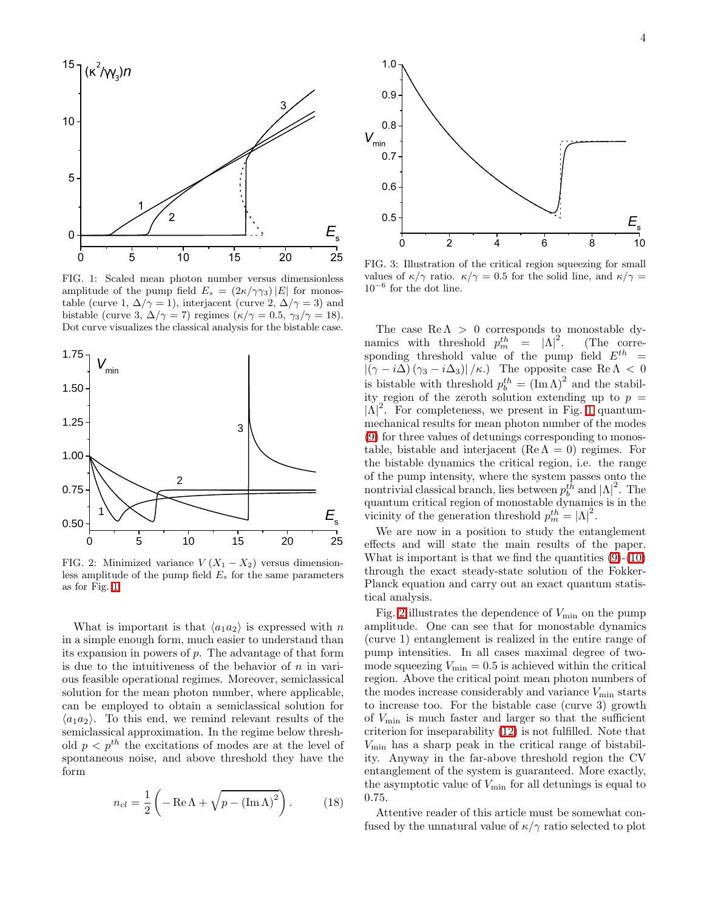FIG. 1: Scaled mean photon number versus dimensionless amplitude of the pump field $E_s = (2\kappa/\gamma\gamma_3)|E|$ for monostable (curve 1, $\Delta/\gamma = 1$), interjacent (curve 2, $\Delta/\gamma = 3$) and bistable (curve 3, $\Delta/\gamma = 7$) regimes ($\kappa/\gamma = 0.5$, $\gamma_3/\gamma = 18$). Dot curve visualizes the classical analysis for the bistable case.

FIG. 2: Minimized variance $V(X_1 - X_2)$ versus dimensionless amplitude of the pump field $E_s$ for the same parameters as for Fig. 1

What is important is that $\langle a_1 a_2 \rangle$ is expressed with $n$ in a simple enough form, much easier to understand than its expansion in powers of $p$. The advantage of that form is due to the intuitiveness of the behavior of $n$ in various feasible operational regimes. Moreover, semiclassical solution for the mean photon number, where applicable, can be employed to obtain a semiclassical solution for $\langle a_1 a_2 \rangle$. To this end, we remind relevant results of the semiclassical approximation. In the regime below threshold $p < p^{th}$ the excitations of modes are at the level of spontaneous noise, and above threshold they have the form

$$n_{cl} = \frac{1}{2}\left(-\operatorname{Re}\Lambda + \sqrt{p - (\operatorname{Im}\Lambda)^2}\right). \tag{18}$$

FIG. 3: Illustration of the critical region squeezing for small values of $\kappa/\gamma$ ratio. $\kappa/\gamma = 0.5$ for the solid line, and $\kappa/\gamma = 10^{-6}$ for the dot line.

The case $\operatorname{Re}\Lambda > 0$ corresponds to monostable dynamics with threshold $p_m^{th} = |\Lambda|^2$. (The corresponding threshold value of the pump field $E^{th} = |(\gamma - i\Delta)(\gamma_3 - i\Delta_3)|/\kappa$.) The opposite case $\operatorname{Re}\Lambda < 0$ is bistable with threshold $p_b^{th} = (\operatorname{Im}\Lambda)^2$ and the stability region of the zeroth solution extending up to $p = |\Lambda|^2$. For completeness, we present in Fig. 1 quantum-mechanical results for mean photon number of the modes (9) for three values of detunings corresponding to monostable, bistable and interjacent ($\operatorname{Re}\Lambda = 0$) regimes. For the bistable dynamics the critical region, i.e. the range of the pump intensity, where the system passes onto the nontrivial classical branch, lies between $p_b^{th}$ and $|\Lambda|^2$. The quantum critical region of monostable dynamics is in the vicinity of the generation threshold $p_m^{th} = |\Lambda|^2$.

We are now in a position to study the entanglement effects and will state the main results of the paper. What is important is that we find the quantities (9)-(10) through the exact steady-state solution of the Fokker-Planck equation and carry out an exact quantum statistical analysis.

Fig. 2 illustrates the dependence of $V_{\min}$ on the pump amplitude. One can see that for monostable dynamics (curve 1) entanglement is realized in the entire range of pump intensities. In all cases maximal degree of two-mode squeezing $V_{\min} = 0.5$ is achieved within the critical region. Above the critical point mean photon numbers of the modes increase considerably and variance $V_{\min}$ starts to increase too. For the bistable case (curve 3) growth of $V_{\min}$ is much faster and larger so that the sufficient criterion for inseparability (12) is not fulfilled. Note that $V_{\min}$ has a sharp peak in the critical range of bistability. Anyway in the far-above threshold region the CV entanglement of the system is guaranteed. More exactly, the asymptotic value of $V_{\min}$ for all detunings is equal to 0.75.

Attentive reader of this article must be somewhat confused by the unnatural value of $\kappa/\gamma$ ratio selected to plot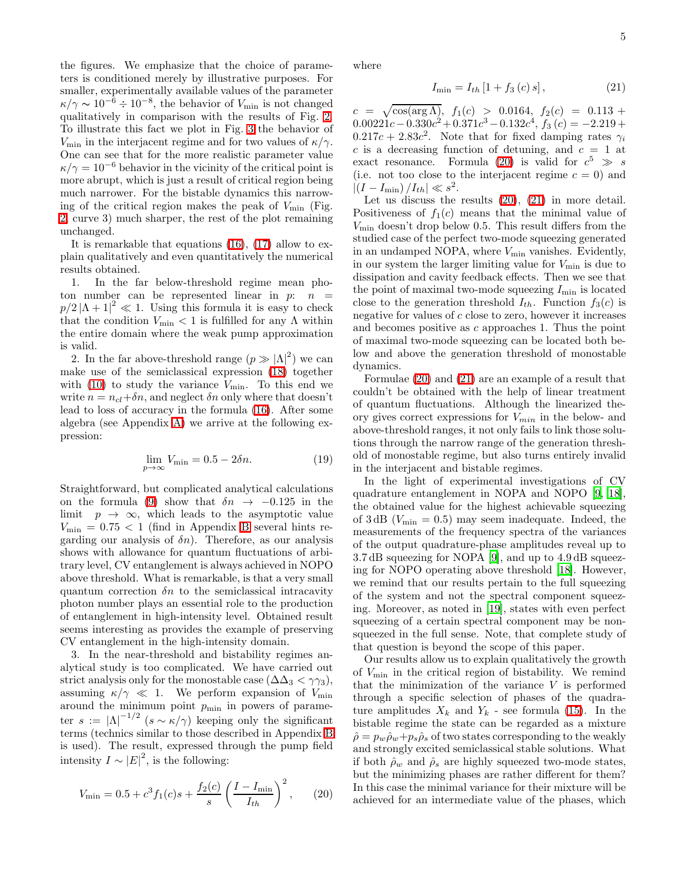the figures. We emphasize that the choice of parameters is conditioned merely by illustrative purposes. For smaller, experimentally available values of the parameter $\kappa/\gamma \sim 10^{-6} \div 10^{-8}$, the behavior of $V_{\min}$ is not changed qualitatively in comparison with the results of Fig. 2. To illustrate this fact we plot in Fig. 3 the behavior of $V_{\min}$ in the interjacent regime and for two values of $\kappa/\gamma$. One can see that for the more realistic parameter value $\kappa/\gamma = 10^{-6}$ behavior in the vicinity of the critical point is more abrupt, which is just a result of critical region being much narrower. For the bistable dynamics this narrowing of the critical region makes the peak of $V_{\min}$ (Fig. 2, curve 3) much sharper, the rest of the plot remaining unchanged.

It is remarkable that equations (16), (17) allow to explain qualitatively and even quantitatively the numerical results obtained.

1. In the far below-threshold regime mean photon number can be represented linear in $p$: $n = p/2\left|\Lambda+1\right|^2 \ll 1$. Using this formula it is easy to check that the condition $V_{\min} < 1$ is fulfilled for any $\Lambda$ within the entire domain where the weak pump approximation is valid.

2. In the far above-threshold range ($p \gg |\Lambda|^2$) we can make use of the semiclassical expression (18) together with (10) to study the variance $V_{\min}$. To this end we write $n = n_{cl}+\delta n$, and neglect $\delta n$ only where that doesn't lead to loss of accuracy in the formula (16). After some algebra (see Appendix A) we arrive at the following expression:

$$\lim_{p\to\infty} V_{\min} = 0.5 - 2\delta n. \tag{19}$$

Straightforward, but complicated analytical calculations on the formula (9) show that $\delta n \to -0.125$ in the limit $p \to \infty$, which leads to the asymptotic value $V_{\min} = 0.75 < 1$ (find in Appendix B several hints regarding our analysis of $\delta n$). Therefore, as our analysis shows with allowance for quantum fluctuations of arbitrary level, CV entanglement is always achieved in NOPO above threshold. What is remarkable, is that a very small quantum correction $\delta n$ to the semiclassical intracavity photon number plays an essential role to the production of entanglement in high-intensity level. Obtained result seems interesting as provides the example of preserving CV entanglement in the high-intensity domain.

3. In the near-threshold and bistability regimes analytical study is too complicated. We have carried out strict analysis only for the monostable case ($\Delta\Delta_3 < \gamma\gamma_3$), assuming $\kappa/\gamma \ll 1$. We perform expansion of $V_{\min}$ around the minimum point $p_{\min}$ in powers of parameter $s := |\Lambda|^{-1/2}$ ($s \sim \kappa/\gamma$) keeping only the significant terms (technics similar to those described in Appendix B is used). The result, expressed through the pump field intensity $I \sim |E|^2$, is the following:

$$V_{\min} = 0.5 + c^3 f_1(c) s + \frac{f_2(c)}{s}\left(\frac{I - I_{\min}}{I_{th}}\right)^2, \tag{20}$$

where

$$I_{\min} = I_{th}\left[1 + f_3(c)\, s\right], \tag{21}$$

$c = \sqrt{\cos(\arg\Lambda)}$, $f_1(c) > 0.0164$, $f_2(c) = 0.113 + 0.00221c - 0.330c^2 + 0.371c^3 - 0.132c^4$, $f_3(c) = -2.219 + 0.217c + 2.83c^2$. Note that for fixed damping rates $\gamma_i$ $c$ is a decreasing function of detuning, and $c = 1$ at exact resonance. Formula (20) is valid for $c^5 \gg s$ (i.e. not too close to the interjacent regime $c = 0$) and $\left|(I - I_{\min})/I_{th}\right| \ll s^2$.

Let us discuss the results (20), (21) in more detail. Positiveness of $f_1(c)$ means that the minimal value of $V_{\min}$ doesn't drop below 0.5. This result differs from the studied case of the perfect two-mode squeezing generated in an undamped NOPA, where $V_{\min}$ vanishes. Evidently, in our system the larger limiting value for $V_{\min}$ is due to dissipation and cavity feedback effects. Then we see that the point of maximal two-mode squeezing $I_{\min}$ is located close to the generation threshold $I_{th}$. Function $f_3(c)$ is negative for values of $c$ close to zero, however it increases and becomes positive as $c$ approaches 1. Thus the point of maximal two-mode squeezing can be located both below and above the generation threshold of monostable dynamics.

Formulae (20) and (21) are an example of a result that couldn't be obtained with the help of linear treatment of quantum fluctuations. Although the linearized theory gives correct expressions for $V_{min}$ in the below- and above-threshold ranges, it not only fails to link those solutions through the narrow range of the generation threshold of monostable regime, but also turns entirely invalid in the interjacent and bistable regimes.

In the light of experimental investigations of CV quadrature entanglement in NOPA and NOPO [9, 18], the obtained value for the highest achievable squeezing of 3 dB ($V_{\min} = 0.5$) may seem inadequate. Indeed, the measurements of the frequency spectra of the variances of the output quadrature-phase amplitudes reveal up to 3.7 dB squeezing for NOPA [9], and up to 4.9 dB squeezing for NOPO operating above threshold [18]. However, we remind that our results pertain to the full squeezing of the system and not the spectral component squeezing. Moreover, as noted in [19], states with even perfect squeezing of a certain spectral component may be nonsqueezed in the full sense. Note, that complete study of that question is beyond the scope of this paper.

Our results allow us to explain qualitatively the growth of $V_{\min}$ in the critical region of bistability. We remind that the minimization of the variance $V$ is performed through a specific selection of phases of the quadrature amplitudes $X_k$ and $Y_k$ - see formula (15). In the bistable regime the state can be regarded as a mixture $\hat{\rho} = p_w\hat{\rho}_w + p_s\hat{\rho}_s$ of two states corresponding to the weakly and strongly excited semiclassical stable solutions. What if both $\hat{\rho}_w$ and $\hat{\rho}_s$ are highly squeezed two-mode states, but the minimizing phases are rather different for them? In this case the minimal variance for their mixture will be achieved for an intermediate value of the phases, which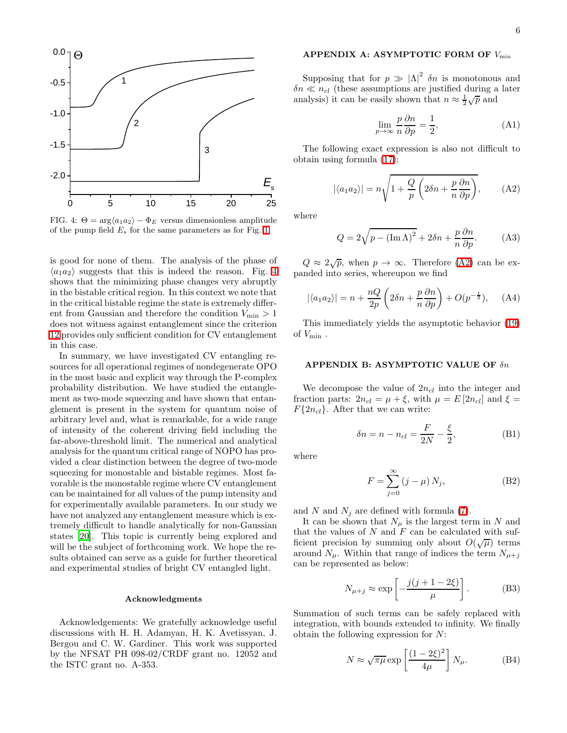FIG. 4: $\Theta = \arg\langle a_1 a_2 \rangle - \Phi_E$ versus dimensionless amplitude of the pump field $E_s$ for the same parameters as for Fig. 1

is good for none of them. The analysis of the phase of $\langle a_1 a_2 \rangle$ suggests that this is indeed the reason. Fig. 4 shows that the minimizing phase changes very abruptly in the bistable critical region. In this context we note that in the critical bistable regime the state is extremely different from Gaussian and therefore the condition $V_{\min} > 1$ does not witness against entanglement since the criterion 12 provides only sufficient condition for CV entanglement in this case.

In summary, we have investigated CV entangling resources for all operational regimes of nondegenerate OPO in the most basic and explicit way through the P-complex probability distribution. We have studied the entanglement as two-mode squeezing and have shown that entanglement is present in the system for quantum noise of arbitrary level and, what is remarkable, for a wide range of intensity of the coherent driving field including the far-above-threshold limit. The numerical and analytical analysis for the quantum critical range of NOPO has provided a clear distinction between the degree of two-mode squeezing for monostable and bistable regimes. Most favorable is the monostable regime where CV entanglement can be maintained for all values of the pump intensity and for experimentally available parameters. In our study we have not analyzed any entanglement measure which is extremely difficult to handle analytically for non-Gaussian states [20]. This topic is currently being explored and will be the subject of forthcoming work. We hope the results obtained can serve as a guide for further theoretical and experimental studies of bright CV entangled light.

### Acknowledgments

Acknowledgements: We gratefully acknowledge useful discussions with H. H. Adamyan, H. K. Avetissyan, J. Bergou and C. W. Gardiner. This work was supported by the NFSAT PH 098-02/CRDF grant no. 12052 and the ISTC grant no. A-353.

## APPENDIX A: ASYMPTOTIC FORM OF $V_{\min}$

Supposing that for $p \gg |\Lambda|^2$ $\delta n$ is monotonous and $\delta n \ll n_{cl}$ (these assumptions are justified during a later analysis) it can be easily shown that $n \approx \frac{1}{2}\sqrt{p}$ and

$$\lim_{p\to\infty} \frac{p}{n}\frac{\partial n}{\partial p} = \frac{1}{2}, \tag{A1}$$

The following exact expression is also not difficult to obtain using formula (17):

$$|\langle a_1 a_2 \rangle| = n\sqrt{1 + \frac{Q}{p}\left(2\delta n + \frac{p}{n}\frac{\partial n}{\partial p}\right)}, \tag{A2}$$

where

$$Q = 2\sqrt{p - (\operatorname{Im}\Lambda)^2} + 2\delta n + \frac{p}{n}\frac{\partial n}{\partial p}. \tag{A3}$$

$Q \approx 2\sqrt{p}$, when $p \to \infty$. Therefore (A2) can be expanded into series, whereupon we find

$$|\langle a_1 a_2 \rangle| = n + \frac{nQ}{2p}\left(2\delta n + \frac{p}{n}\frac{\partial n}{\partial p}\right) + O(p^{-\frac{1}{2}}), \tag{A4}$$

This immediately yields the asymptotic behavior (19) of $V_{\min}$ .

## APPENDIX B: ASYMPTOTIC VALUE OF $\delta n$

We decompose the value of $2n_{cl}$ into the integer and fraction parts: $2n_{cl} = \mu + \xi$, with $\mu = E[2n_{cl}]$ and $\xi = F\{2n_{cl}\}$. After that we can write:

$$\delta n = n - n_{cl} = \frac{F}{2N} - \frac{\xi}{2}, \tag{B1}$$

where

$$F = \sum_{j=0}^{\infty} (j - \mu) N_j, \tag{B2}$$

and $N$ and $N_j$ are defined with formula (7).

It can be shown that $N_\mu$ is the largest term in $N$ and that the values of $N$ and $F$ can be calculated with sufficient precision by summing only about $O(\sqrt{\mu})$ terms around $N_\mu$. Within that range of indices the term $N_{\mu+j}$ can be represented as below:

$$N_{\mu+j} \approx \exp\left[-\frac{j(j+1-2\xi)}{\mu}\right]. \tag{B3}$$

Summation of such terms can be safely replaced with integration, with bounds extended to infinity. We finally obtain the following expression for $N$:

$$N \approx \sqrt{\pi\mu}\exp\left[\frac{(1-2\xi)^2}{4\mu}\right] N_\mu. \tag{B4}$$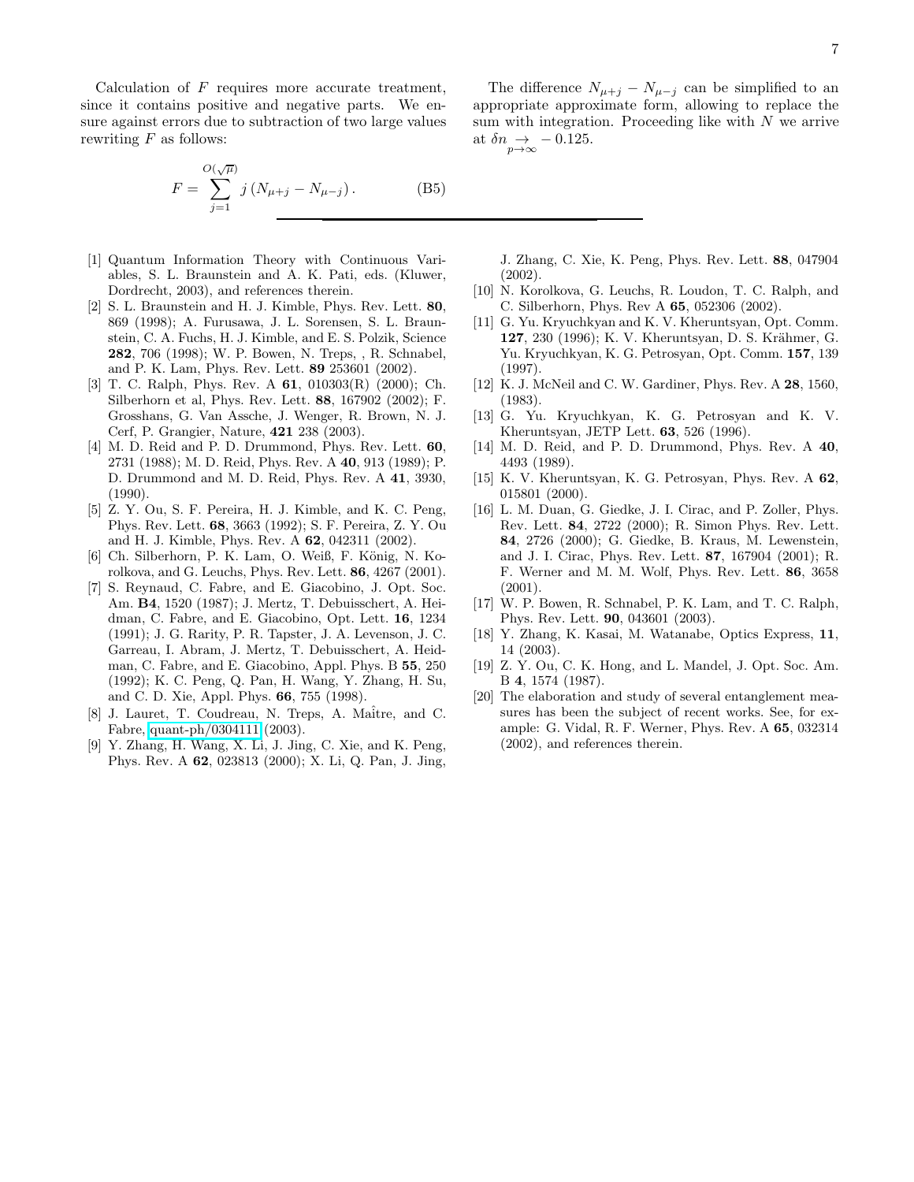Calculation of $F$ requires more accurate treatment, since it contains positive and negative parts. We ensure against errors due to subtraction of two large values rewriting $F$ as follows:

$$F = \sum_{j=1}^{O(\sqrt{\mu})} j \left(N_{\mu+j} - N_{\mu-j}\right). \tag{B5}$$

The difference $N_{\mu+j} - N_{\mu-j}$ can be simplified to an appropriate approximate form, allowing to replace the sum with integration. Proceeding like with $N$ we arrive at $\delta n \underset{p\to\infty}{\to} -0.125$.

---

[1] Quantum Information Theory with Continuous Variables, S. L. Braunstein and A. K. Pati, eds. (Kluwer, Dordrecht, 2003), and references therein.

[2] S. L. Braunstein and H. J. Kimble, Phys. Rev. Lett. **80**, 869 (1998); A. Furusawa, J. L. Sorensen, S. L. Braunstein, C. A. Fuchs, H. J. Kimble, and E. S. Polzik, Science **282**, 706 (1998); W. P. Bowen, N. Treps, , R. Schnabel, and P. K. Lam, Phys. Rev. Lett. **89** 253601 (2002).

[3] T. C. Ralph, Phys. Rev. A **61**, 010303(R) (2000); Ch. Silberhorn et al, Phys. Rev. Lett. **88**, 167902 (2002); F. Grosshans, G. Van Assche, J. Wenger, R. Brown, N. J. Cerf, P. Grangier, Nature, **421** 238 (2003).

[4] M. D. Reid and P. D. Drummond, Phys. Rev. Lett. **60**, 2731 (1988); M. D. Reid, Phys. Rev. A **40**, 913 (1989); P. D. Drummond and M. D. Reid, Phys. Rev. A **41**, 3930, (1990).

[5] Z. Y. Ou, S. F. Pereira, H. J. Kimble, and K. C. Peng, Phys. Rev. Lett. **68**, 3663 (1992); S. F. Pereira, Z. Y. Ou and H. J. Kimble, Phys. Rev. A **62**, 042311 (2002).

[6] Ch. Silberhorn, P. K. Lam, O. Weiß, F. König, N. Korolkova, and G. Leuchs, Phys. Rev. Lett. **86**, 4267 (2001).

[7] S. Reynaud, C. Fabre, and E. Giacobino, J. Opt. Soc. Am. **B4**, 1520 (1987); J. Mertz, T. Debuisschert, A. Heidman, C. Fabre, and E. Giacobino, Opt. Lett. **16**, 1234 (1991); J. G. Rarity, P. R. Tapster, J. A. Levenson, J. C. Garreau, I. Abram, J. Mertz, T. Debuisschert, A. Heidman, C. Fabre, and E. Giacobino, Appl. Phys. B **55**, 250 (1992); K. C. Peng, Q. Pan, H. Wang, Y. Zhang, H. Su, and C. D. Xie, Appl. Phys. **66**, 755 (1998).

[8] J. Lauret, T. Coudreau, N. Treps, A. Maître, and C. Fabre, quant-ph/0304111 (2003).

[9] Y. Zhang, H. Wang, X. Li, J. Jing, C. Xie, and K. Peng, Phys. Rev. A **62**, 023813 (2000); X. Li, Q. Pan, J. Jing, J. Zhang, C. Xie, K. Peng, Phys. Rev. Lett. **88**, 047904 (2002).

[10] N. Korolkova, G. Leuchs, R. Loudon, T. C. Ralph, and C. Silberhorn, Phys. Rev A **65**, 052306 (2002).

[11] G. Yu. Kryuchkyan and K. V. Kheruntsyan, Opt. Comm. **127**, 230 (1996); K. V. Kheruntsyan, D. S. Krähmer, G. Yu. Kryuchkyan, K. G. Petrosyan, Opt. Comm. **157**, 139 (1997).

[12] K. J. McNeil and C. W. Gardiner, Phys. Rev. A **28**, 1560, (1983).

[13] G. Yu. Kryuchkyan, K. G. Petrosyan and K. V. Kheruntsyan, JETP Lett. **63**, 526 (1996).

[14] M. D. Reid, and P. D. Drummond, Phys. Rev. A **40**, 4493 (1989).

[15] K. V. Kheruntsyan, K. G. Petrosyan, Phys. Rev. A **62**, 015801 (2000).

[16] L. M. Duan, G. Giedke, J. I. Cirac, and P. Zoller, Phys. Rev. Lett. **84**, 2722 (2000); R. Simon Phys. Rev. Lett. **84**, 2726 (2000); G. Giedke, B. Kraus, M. Lewenstein, and J. I. Cirac, Phys. Rev. Lett. **87**, 167904 (2001); R. F. Werner and M. M. Wolf, Phys. Rev. Lett. **86**, 3658 (2001).

[17] W. P. Bowen, R. Schnabel, P. K. Lam, and T. C. Ralph, Phys. Rev. Lett. **90**, 043601 (2003).

[18] Y. Zhang, K. Kasai, M. Watanabe, Optics Express, **11**, 14 (2003).

[19] Z. Y. Ou, C. K. Hong, and L. Mandel, J. Opt. Soc. Am. B **4**, 1574 (1987).

[20] The elaboration and study of several entanglement measures has been the subject of recent works. See, for example: G. Vidal, R. F. Werner, Phys. Rev. A **65**, 032314 (2002), and references therein.